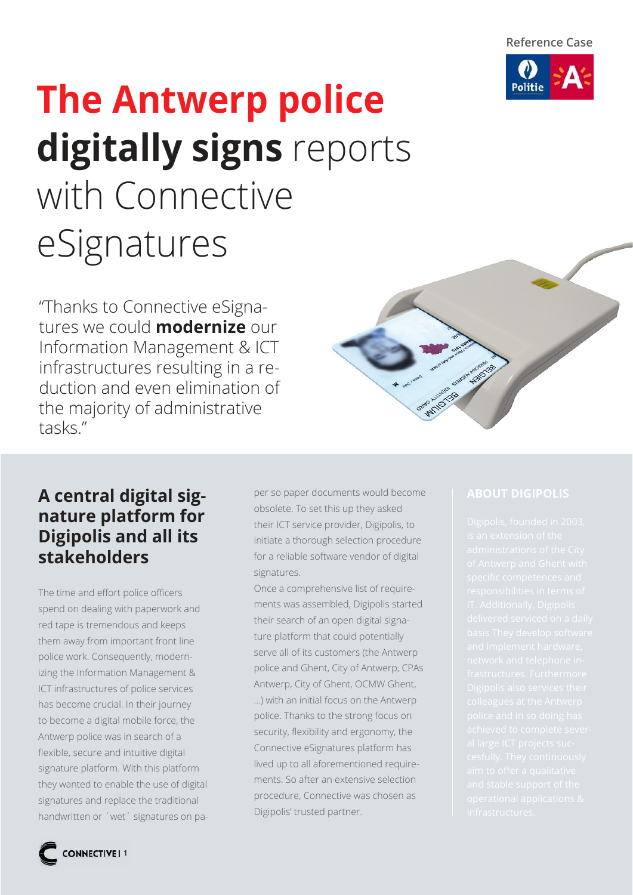Reference Case

# The Antwerp police **digitally signs** reports with Connective eSignatures

"Thanks to Connective eSignatures we could **modernize** our Information Management & ICT infrastructures resulting in a reduction and even elimination of the majority of administrative tasks."

## A central digital signature platform for Digipolis and all its stakeholders

The time and effort police officers spend on dealing with paperwork and red tape is tremendous and keeps them away from important front line police work. Consequently, modernizing the Information Management & ICT infrastructures of police services has become crucial. In their journey to become a digital mobile force, the Antwerp police was in search of a flexible, secure and intuitive digital signature platform. With this platform they wanted to enable the use of digital signatures and replace the traditional handwritten or ´wet´ signatures on paper so paper documents would become obsolete. To set this up they asked their ICT service provider, Digipolis, to initiate a thorough selection procedure for a reliable software vendor of digital signatures.

Once a comprehensive list of requirements was assembled, Digipolis started their search of an open digital signature platform that could potentially serve all of its customers (the Antwerp police and Ghent, City of Antwerp, CPAs Antwerp, City of Ghent, OCMW Ghent, …) with an initial focus on the Antwerp police. Thanks to the strong focus on security, flexibility and ergonomy, the Connective eSignatures platform has lived up to all aforementioned requirements. So after an extensive selection procedure, Connective was chosen as Digipolis' trusted partner.

### ABOUT DIGIPOLIS

Digipolis, founded in 2003, is an extension of the administrations of the City of Antwerp and Ghent with specific competences and responsibilities in terms of IT. Additionally, Digipolis delivered serviced on a daily basis They develop software and implement hardware, network and telephone infrastructures. Furthermore Digipolis also services their colleagues at the Antwerp police and in so doing has achieved to complete several large ICT projects succesfully. They continuously aim to offer a qualitative and stable support of the operational applications & infrastructures.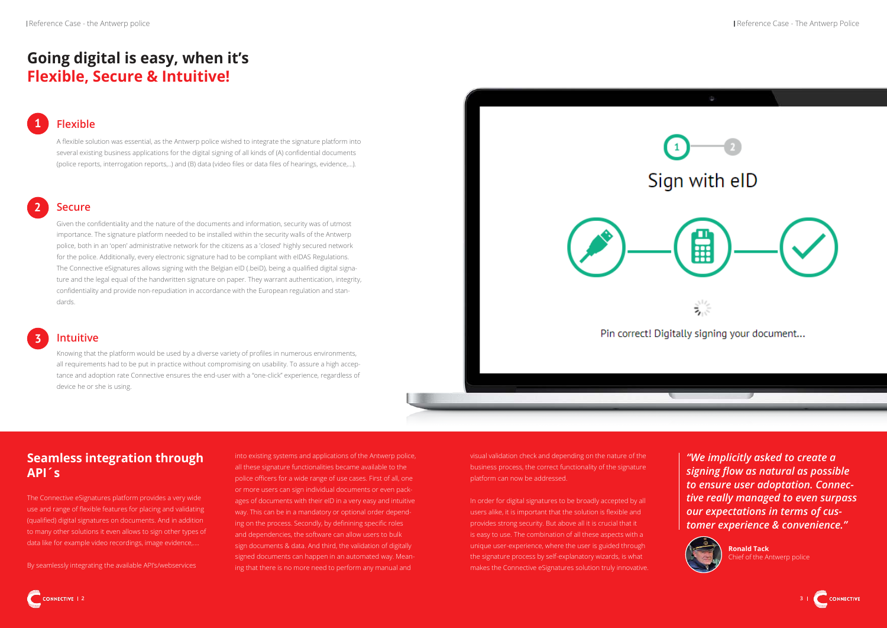# Going digital is easy, when it's Flexible, Secure & Intuitive!

## 1 Flexible

A flexible solution was essential, as the Antwerp police wished to integrate the signature platform into several existing business applications for the digital signing of all kinds of (A) confidential documents (police reports, interrogation reports,..) and (B) data (video files or data files of hearings, evidence,...).

## 2 Secure

Given the confidentiality and the nature of the documents and information, security was of utmost importance. The signature platform needed to be installed within the security walls of the Antwerp police, both in an 'open' administrative network for the citizens as a 'closed' highly secured network for the police. Additionally, every electronic signature had to be compliant with eIDAS Regulations. The Connective eSignatures allows signing with the Belgian eID (.beID), being a qualified digital signature and the legal equal of the handwritten signature on paper. They warrant authentication, integrity, confidentiality and provide non-repudiation in accordance with the European regulation and standards.

## 3 Intuitive

Knowing that the platform would be used by a diverse variety of profiles in numerous environments, all requirements had to be put in practice without compromising on usability. To assure a high acceptance and adoption rate Connective ensures the end-user with a "one-click" experience, regardless of device he or she is using.

Sign with eID

Pin correct! Digitally signing your document...

## Seamless integration through API´s

The Connective eSignatures platform provides a very wide use and range of flexible features for placing and validating (qualified) digital signatures on documents. And in addition to many other solutions it even allows to sign other types of data like for example video recordings, image evidence,....

By seamlessly integrating the available API's/webservices into existing systems and applications of the Antwerp police, all these signature functionalities became available to the police officers for a wide range of use cases. First of all, one or more users can sign individual documents or even packages of documents with their eID in a very easy and intuitive way. This can be in a mandatory or optional order depending on the process. Secondly, by defining specific roles and dependencies, the software can allow users to bulk sign documents & data. And third, the validation of digitally signed documents can happen in an automated way. Meaning that there is no more need to perform any manual and visual validation check and depending on the nature of the business process, the correct functionality of the signature platform can now be addressed.

In order for digital signatures to be broadly accepted by all users alike, it is important that the solution is flexible and provides strong security. But above all it is crucial that it is easy to use. The combination of all these aspects with a unique user-experience, where the user is guided through the signature process by self-explanatory wizards, is what makes the Connective eSignatures solution truly innovative.

*"We implicitly asked to create a signing flow as natural as possible to ensure user adoption. Connective really managed to even surpass our expectations in terms of customer experience & convenience."*

**Ronald Tack**
Chief of the Antwerp police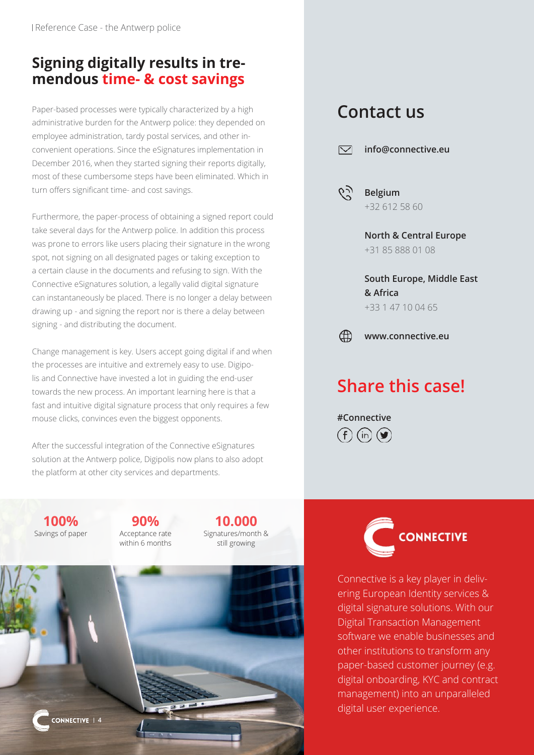Reference Case - the Antwerp police

## Signing digitally results in tremendous time- & cost savings

Paper-based processes were typically characterized by a high administrative burden for the Antwerp police: they depended on employee administration, tardy postal services, and other inconvenient operations. Since the eSignatures implementation in December 2016, when they started signing their reports digitally, most of these cumbersome steps have been eliminated. Which in turn offers significant time- and cost savings.

Furthermore, the paper-process of obtaining a signed report could take several days for the Antwerp police. In addition this process was prone to errors like users placing their signature in the wrong spot, not signing on all designated pages or taking exception to a certain clause in the documents and refusing to sign. With the Connective eSignatures solution, a legally valid digital signature can instantaneously be placed. There is no longer a delay between drawing up - and signing the report nor is there a delay between signing - and distributing the document.

Change management is key. Users accept going digital if and when the processes are intuitive and extremely easy to use. Digipolis and Connective have invested a lot in guiding the end-user towards the new process. An important learning here is that a fast and intuitive digital signature process that only requires a few mouse clicks, convinces even the biggest opponents.

After the successful integration of the Connective eSignatures solution at the Antwerp police, Digipolis now plans to also adopt the platform at other city services and departments.

**100%**
Savings of paper

**90%**
Acceptance rate within 6 months

**10.000**
Signatures/month & still growing

## Contact us

**info@connective.eu**

**Belgium**
+32 612 58 60

**North & Central Europe**
+31 85 888 01 08

**South Europe, Middle East & Africa**
+33 1 47 10 04 65

**www.connective.eu**

## Share this case!

**#Connective**

CONNECTIVE

Connective is a key player in delivering European Identity services & digital signature solutions. With our Digital Transaction Management software we enable businesses and other institutions to transform any paper-based customer journey (e.g. digital onboarding, KYC and contract management) into an unparalleled digital user experience.